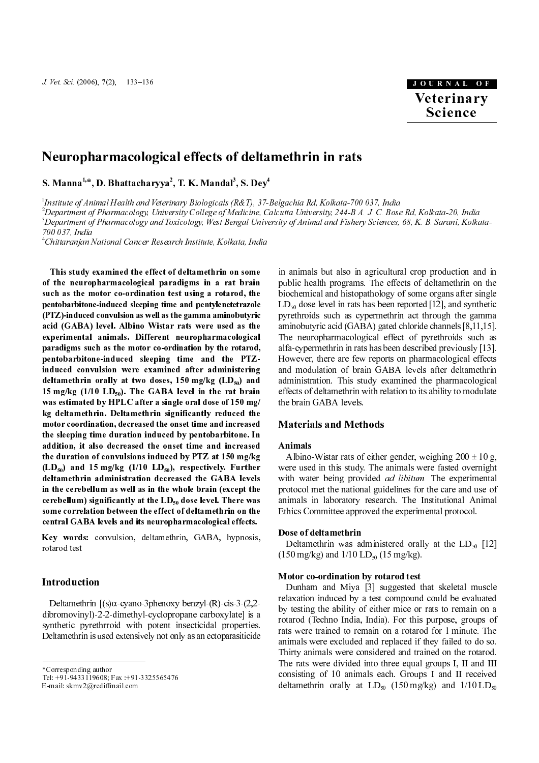# Neuropharmacological effects of deltamethrin in rats

**S. Manna[1,*], D. Bhattacharyya[2], T. K. Mandal[3], S. Dey[4]**

[1] *Institute of Animal Health and Veterinary Biologicals (R&T), 37-Belgachia Rd, Kolkata-700 037, India*
[2] *Department of Pharmacology, University College of Medicine, Calcutta University, 244-B A. J. C. Bose Rd, Kolkata-20, India*
[3] *Department of Pharmacology and Toxicology, West Bengal University of Animal and Fishery Sciences, 68, K. B. Sarani, Kolkata-700 037, India*
[4] *Chittaranjan National Cancer Research Institute, Kolkata, India*

**This study examined the effect of deltamethrin on some of the neuropharmacological paradigms in a rat brain such as the motor co-ordination test using a rotarod, the pentobarbitone-induced sleeping time and pentylenetetrazole (PTZ)-induced convulsion as well as the gamma aminobutyric acid (GABA) level. Albino Wistar rats were used as the experimental animals. Different neuropharmacological paradigms such as the motor co-ordination by the rotarod, pentobarbitone-induced sleeping time and the PTZ-induced convulsion were examined after administering deltamethrin orally at two doses, 150 mg/kg ($LD_{50}$) and 15 mg/kg (1/10 $LD_{50}$). The GABA level in the rat brain was estimated by HPLC after a single oral dose of 150 mg/kg deltamethrin. Deltamethrin significantly reduced the motor coordination, decreased the onset time and increased the sleeping time duration induced by pentobarbitone. In addition, it also decreased the onset time and increased the duration of convulsions induced by PTZ at 150 mg/kg ($LD_{50}$) and 15 mg/kg (1/10 $LD_{50}$), respectively. Further deltamethrin administration decreased the GABA levels in the cerebellum as well as in the whole brain (except the cerebellum) significantly at the $LD_{50}$ dose level. There was some correlation between the effect of deltamethrin on the central GABA levels and its neuropharmacological effects.**

**Key words:** convulsion, deltamethrin, GABA, hypnosis, rotarod test

## Introduction

Deltamethrin [(s)α-cyano-3phenoxy benzyl-(R)-cis-3-(2,2-dibromovinyl)-2-2-dimethyl-cyclopropane carboxylate] is a synthetic pyrethrroid with potent insecticidal properties. Deltamethrin is used extensively not only as an ectoparasiticide in animals but also in agricultural crop production and in public health programs. The effects of deltamethrin on the biochemical and histopathology of some organs after single $LD_{50}$ dose level in rats has been reported [12], and synthetic pyrethroids such as cypermethrin act through the gamma aminobutyric acid (GABA) gated chloride channels [8,11,15]. The neuropharmacological effect of pyrethroids such as alfa-cypermethrin in rats has been described previously [13]. However, there are few reports on pharmacological effects and modulation of brain GABA levels after deltamethrin administration. This study examined the pharmacological effects of deltamethrin with relation to its ability to modulate the brain GABA levels.

## Materials and Methods

### Animals

Albino-Wistar rats of either gender, weighing 200 ± 10 g, were used in this study. The animals were fasted overnight with water being provided *ad libitum*. The experimental protocol met the national guidelines for the care and use of animals in laboratory research. The Institutional Animal Ethics Committee approved the experimental protocol.

### Dose of deltamethrin

Deltamethrin was administered orally at the $LD_{50}$ [12] (150 mg/kg) and 1/10 $LD_{50}$ (15 mg/kg).

### Motor co-ordination by rotarod test

Dunham and Miya [3] suggested that skeletal muscle relaxation induced by a test compound could be evaluated by testing the ability of either mice or rats to remain on a rotarod (Techno India, India). For this purpose, groups of rats were trained to remain on a rotarod for 1 minute. The animals were excluded and replaced if they failed to do so. Thirty animals were considered and trained on the rotarod. The rats were divided into three equal groups I, II and III consisting of 10 animals each. Groups I and II received deltamethrin orally at $LD_{50}$ (150 mg/kg) and 1/10 $LD_{50}$

*Corresponding author
Tel: +91-9433119608; Fax :+91-3325565476
E-mail: skmv2@rediffmail.com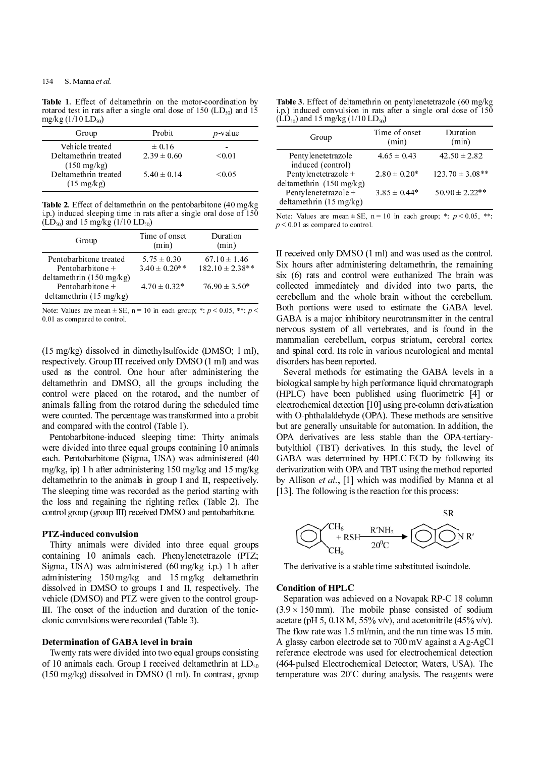**Table 1**. Effect of deltamethrin on the motor-coordination by rotarod test in rats after a single oral dose of 150 ($LD_{50}$) and 15 mg/kg (1/10 $LD_{50}$)

| Group | Probit | $p$-value |
|---|---|---|
| Vehicle treated | ± 0.16 | - |
| Deltamethrin treated (150 mg/kg) | 2.39 ± 0.60 | <0.01 |
| Deltamethrin treated (15 mg/kg) | 5.40 ± 0.14 | <0.05 |

**Table 2**. Effect of deltamethrin on the pentobarbitone (40 mg/kg i.p.) induced sleeping time in rats after a single oral dose of 150 ($LD_{50}$) and 15 mg/kg (1/10 $LD_{50}$)

| Group | Time of onset (min) | Duration (min) |
|---|---|---|
| Pentobarbitone treated | 5.75 ± 0.30 | 67.10 ± 1.46 |
| Pentobarbitone + deltamethrin (150 mg/kg) | 3.40 ± 0.20** | 182.10 ± 2.38** |
| Pentobarbitone + deltamethrin (15 mg/kg) | 4.70 ± 0.32* | 76.90 ± 3.50* |

Note: Values are mean ± SE, n = 10 in each group; *: $p < 0.05$, **: $p < 0.01$ as compared to control.

(15 mg/kg) dissolved in dimethylsulfoxide (DMSO; 1 ml), respectively. Group III received only DMSO (1 ml) and was used as the control. One hour after administering the deltamethrin and DMSO, all the groups including the control were placed on the rotarod, and the number of animals falling from the rotarod during the scheduled time were counted. The percentage was transformed into a probit and compared with the control (Table 1).

Pentobarbitone-induced sleeping time: Thirty animals were divided into three equal groups containing 10 animals each. Pentobarbitone (Sigma, USA) was administered (40 mg/kg, ip) 1 h after administering 150 mg/kg and 15 mg/kg deltamethrin to the animals in group I and II, respectively. The sleeping time was recorded as the period starting with the loss and regaining the righting reflex (Table 2). The control group (group-III) received DMSO and pentobarbitone.

**PTZ-induced convulsion**

Thirty animals were divided into three equal groups containing 10 animals each. Phenylenetetrazole (PTZ; Sigma, USA) was administered (60 mg/kg i.p.) 1 h after administering 150 mg/kg and 15 mg/kg deltamethrin dissolved in DMSO to groups I and II, respectively. The vehicle (DMSO) and PTZ were given to the control group-III. The onset of the induction and duration of the tonic-clonic convulsions were recorded (Table 3).

**Determination of GABA level in brain**

Twenty rats were divided into two equal groups consisting of 10 animals each. Group I received deltamethrin at $LD_{50}$ (150 mg/kg) dissolved in DMSO (1 ml). In contrast, group II received only DMSO (1 ml) and was used as the control. Six hours after administering deltamethrin, the remaining six (6) rats and control were euthanized The brain was collected immediately and divided into two parts, the cerebellum and the whole brain without the cerebellum. Both portions were used to estimate the GABA level. GABA is a major inhibitory neurotransmitter in the central nervous system of all vertebrates, and is found in the mammalian cerebellum, corpus striatum, cerebral cortex and spinal cord. Its role in various neurological and mental disorders has been reported.

**Table 3**. Effect of deltamethrin on pentylenetetrazole (60 mg/kg i.p.) induced convulsion in rats after a single oral dose of 150 ($LD_{50}$) and 15 mg/kg (1/10 $LD_{50}$)

| Group | Time of onset (min) | Duration (min) |
|---|---|---|
| Pentylenetetrazole induced (control) | 4.65 ± 0.43 | 42.50 ± 2.82 |
| Pentylenetetrazole + deltamethrin (150 mg/kg) | 2.80 ± 0.20* | 123.70 ± 3.08** |
| Pentylenetetrazole + deltamethrin (15 mg/kg) | 3.85 ± 0.44* | 50.90 ± 2.22** |

Note: Values are mean ± SE, n = 10 in each group; *: $p < 0.05$, **: $p < 0.01$ as compared to control.

Several methods for estimating the GABA levels in a biological sample by high performance liquid chromatograph (HPLC) have been published using fluorimetric [4] or electrochemical detection [10] using pre-column derivatization with O-phthalaldehyde (OPA). These methods are sensitive but are generally unsuitable for automation. In addition, the OPA derivatives are less stable than the OPA-tertiary-butylthiol (TBT) derivatives. In this study, the level of GABA was determined by HPLC-ECD by following its derivatization with OPA and TBT using the method reported by Allison *et al.*, [1] which was modified by Manna et al [13]. The following is the reaction for this process:

$$\text{C}_6\text{H}_4(\text{CH}_6)_2 + \text{RSH} \xrightarrow[20^0\text{C}]{\text{R}'\text{NH}_2} \text{isoindole (SR, N R}')$$

The derivative is a stable time-substituted isoindole.

**Condition of HPLC**

Separation was achieved on a Novapak RP-C 18 column (3.9 × 150 mm). The mobile phase consisted of sodium acetate (pH 5, 0.18 M, 55% v/v), and acetonitrile (45% v/v). The flow rate was 1.5 ml/min, and the run time was 15 min. A glassy carbon electrode set to 700 mV against a Ag-AgCl reference electrode was used for electrochemical detection (464-pulsed Electrochemical Detector; Waters, USA). The temperature was 20ºC during analysis. The reagents were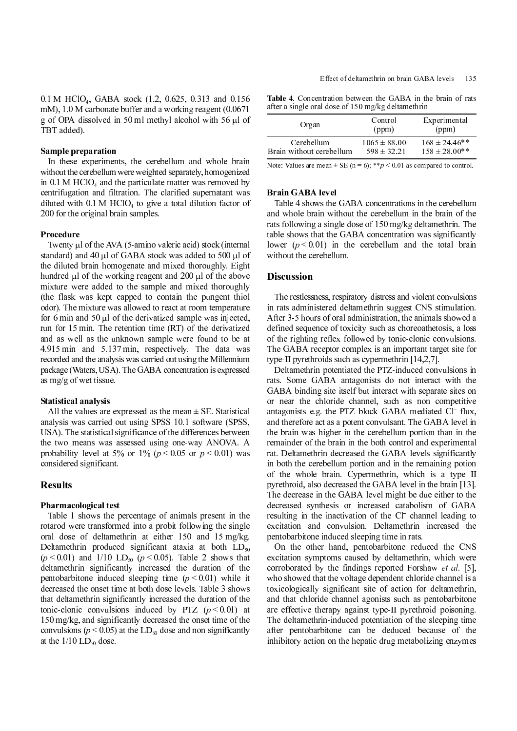0.1 M $HClO_4$, GABA stock (1.2, 0.625, 0.313 and 0.156 mM), 1.0 M carbonate buffer and a working reagent (0.0671 g of OPA dissolved in 50 ml methyl alcohol with 56 μl of TBT added).

### Sample preparation

In these experiments, the cerebellum and whole brain without the cerebellum were weighted separately, homogenized in 0.1 M $HClO_4$ and the particulate matter was removed by centrifugation and filtration. The clarified supernatant was diluted with 0.1 M $HClO_4$ to give a total dilution factor of 200 for the original brain samples.

### Procedure

Twenty μl of the AVA (5-amino valeric acid) stock (internal standard) and 40 μl of GABA stock was added to 500 μl of the diluted brain homogenate and mixed thoroughly. Eight hundred μl of the working reagent and 200 μl of the above mixture were added to the sample and mixed thoroughly (the flask was kept capped to contain the pungent thiol odor). The mixture was allowed to react at room temperature for 6 min and 50 μl of the derivatized sample was injected, run for 15 min. The retention time (RT) of the derivatized and as well as the unknown sample were found to be at 4.915 min and 5.137 min, respectively. The data was recorded and the analysis was carried out using the Millennium package (Waters, USA). The GABA concentration is expressed as mg/g of wet tissue.

### Statistical analysis

All the values are expressed as the mean ± SE. Statistical analysis was carried out using SPSS 10.1 software (SPSS, USA). The statistical significance of the differences between the two means was assessed using one-way ANOVA. A probability level at 5% or 1% ($p < 0.05$ or $p < 0.01$) was considered significant.

## Results

### Pharmacological test

Table 1 shows the percentage of animals present in the rotarod were transformed into a probit following the single oral dose of deltamethrin at either 150 and 15 mg/kg. Deltamethrin produced significant ataxia at both $LD_{50}$ ($p < 0.01$) and 1/10 $LD_{50}$ ($p < 0.05$). Table 2 shows that deltamethrin significantly increased the duration of the pentobarbitone induced sleeping time ($p < 0.01$) while it decreased the onset time at both dose levels. Table 3 shows that deltamethrin significantly increased the duration of the tonic-clonic convulsions induced by PTZ ($p < 0.01$) at 150 mg/kg, and significantly decreased the onset time of the convulsions ($p < 0.05$) at the $LD_{50}$ dose and non significantly at the 1/10 $LD_{50}$ dose.

**Table 4**. Concentration between the GABA in the brain of rats after a single oral dose of 150 mg/kg deltamethrin

| Organ | Control (ppm) | Experimental (ppm) |
|---|---|---|
| Cerebellum | 1065 ± 88.00 | 168 ± 24.46** |
| Brain without cerebellum | 598 ± 32.21 | 158 ± 28.00** |

Note: Values are mean ± SE (n = 6); ** $p < 0.01$ as compared to control.

### Brain GABA level

Table 4 shows the GABA concentrations in the cerebellum and whole brain without the cerebellum in the brain of the rats following a single dose of 150 mg/kg deltamethrin. The table shows that the GABA concentration was significantly lower ($p < 0.01$) in the cerebellum and the total brain without the cerebellum.

## Discussion

The restlessness, respiratory distress and violent convulsions in rats administered deltamethrin suggest CNS stimulation. After 3-5 hours of oral administration, the animals showed a defined sequence of toxicity such as choreoathetosis, a loss of the righting reflex followed by tonic-clonic convulsions. The GABA receptor complex is an important target site for type-II pyrethroids such as cypermethrin [14,2,7].

Deltamethrin potentiated the PTZ-induced convulsions in rats. Some GABA antagonists do not interact with the GABA binding site itself but interact with separate sites on or near the chloride channel, such as non competitive antagonists e.g. the PTZ block GABA mediated $Cl^-$ flux, and therefore act as a potent convulsant. The GABA level in the brain was higher in the cerebellum portion than in the remainder of the brain in the both control and experimental rat. Deltamethrin decreased the GABA levels significantly in both the cerebellum portion and in the remaining potion of the whole brain. Cypermethrin, which is a type II pyrethroid, also decreased the GABA level in the brain [13]. The decrease in the GABA level might be due either to the decreased synthesis or increased catabolism of GABA resulting in the inactivation of the $Cl^-$ channel leading to excitation and convulsion. Deltamethrin increased the pentobarbitone induced sleeping time in rats.

On the other hand, pentobarbitone reduced the CNS excitation symptoms caused by deltamethrin, which were corroborated by the findings reported Forshaw *et al*. [5], who showed that the voltage dependent chloride channel is a toxicologically significant site of action for deltamethrin, and that chloride channel agonists such as pentobarbitone are effective therapy against type-II pyrethroid poisoning. The deltamethrin-induced potentiation of the sleeping time after pentobarbitone can be deduced because of the inhibitory action on the hepatic drug metabolizing enzymes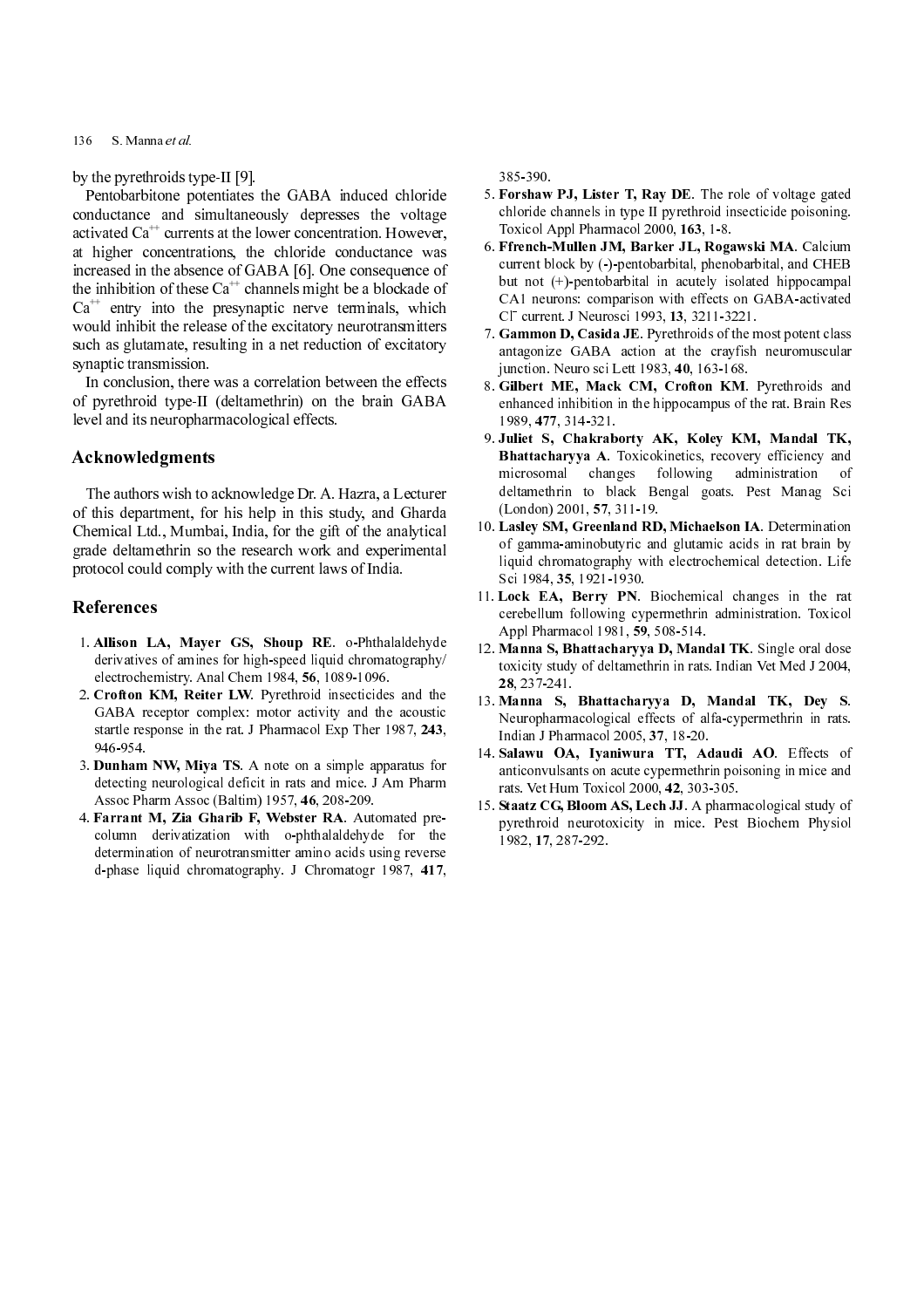by the pyrethroids type-II [9].

Pentobarbitone potentiates the GABA induced chloride conductance and simultaneously depresses the voltage activated $Ca^{++}$ currents at the lower concentration. However, at higher concentrations, the chloride conductance was increased in the absence of GABA [6]. One consequence of the inhibition of these $Ca^{++}$ channels might be a blockade of $Ca^{++}$ entry into the presynaptic nerve terminals, which would inhibit the release of the excitatory neurotransmitters such as glutamate, resulting in a net reduction of excitatory synaptic transmission.

In conclusion, there was a correlation between the effects of pyrethroid type-II (deltamethrin) on the brain GABA level and its neuropharmacological effects.

## Acknowledgments

The authors wish to acknowledge Dr. A. Hazra, a Lecturer of this department, for his help in this study, and Gharda Chemical Ltd., Mumbai, India, for the gift of the analytical grade deltamethrin so the research work and experimental protocol could comply with the current laws of India.

## References

1. **Allison LA, Mayer GS, Shoup RE**. o-Phthalaldehyde derivatives of amines for high-speed liquid chromatography/ electrochemistry. Anal Chem 1984, **56**, 1089-1096.
2. **Crofton KM, Reiter LW**. Pyrethroid insecticides and the GABA receptor complex: motor activity and the acoustic startle response in the rat. J Pharmacol Exp Ther 1987, **243**, 946-954.
3. **Dunham NW, Miya TS**. A note on a simple apparatus for detecting neurological deficit in rats and mice. J Am Pharm Assoc Pharm Assoc (Baltim) 1957, **46**, 208-209.
4. **Farrant M, Zia Gharib F, Webster RA**. Automated pre-column derivatization with o-phthalaldehyde for the determination of neurotransmitter amino acids using reverse d-phase liquid chromatography. J Chromatogr 1987, **417**, 385-390.
5. **Forshaw PJ, Lister T, Ray DE**. The role of voltage gated chloride channels in type II pyrethroid insecticide poisoning. Toxicol Appl Pharmacol 2000, **163**, 1-8.
6. **Ffrench-Mullen JM, Barker JL, Rogawski MA**. Calcium current block by (-)-pentobarbital, phenobarbital, and CHEB but not (+)-pentobarbital in acutely isolated hippocampal CA1 neurons: comparison with effects on GABA-activated $Cl^{-}$ current. J Neurosci 1993, **13**, 3211-3221.
7. **Gammon D, Casida JE**. Pyrethroids of the most potent class antagonize GABA action at the crayfish neuromuscular junction. Neuro sci Lett 1983, **40**, 163-168.
8. **Gilbert ME, Mack CM, Crofton KM**. Pyrethroids and enhanced inhibition in the hippocampus of the rat. Brain Res 1989, **477**, 314-321.
9. **Juliet S, Chakraborty AK, Koley KM, Mandal TK, Bhattacharyya A**. Toxicokinetics, recovery efficiency and microsomal changes following administration of deltamethrin to black Bengal goats. Pest Manag Sci (London) 2001, **57**, 311-19.
10. **Lasley SM, Greenland RD, Michaelson IA**. Determination of gamma-aminobutyric and glutamic acids in rat brain by liquid chromatography with electrochemical detection. Life Sci 1984, **35**, 1921-1930.
11. **Lock EA, Berry PN**. Biochemical changes in the rat cerebellum following cypermethrin administration. Toxicol Appl Pharmacol 1981, **59**, 508-514.
12. **Manna S, Bhattacharyya D, Mandal TK**. Single oral dose toxicity study of deltamethrin in rats. Indian Vet Med J 2004, **28**, 237-241.
13. **Manna S, Bhattacharyya D, Mandal TK, Dey S**. Neuropharmacological effects of alfa-cypermethrin in rats. Indian J Pharmacol 2005, **37**, 18-20.
14. **Salawu OA, Iyaniwura TT, Adaudi AO**. Effects of anticonvulsants on acute cypermethrin poisoning in mice and rats. Vet Hum Toxicol 2000, **42**, 303-305.
15. **Staatz CG, Bloom AS, Lech JJ**. A pharmacological study of pyrethroid neurotoxicity in mice. Pest Biochem Physiol 1982, **17**, 287-292.